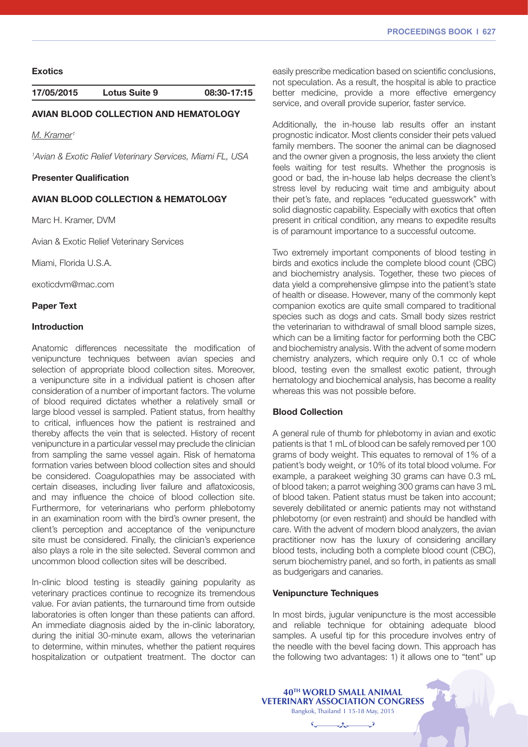**Exotics**

| 17/05/2015 | Lotus Suite 9 | 08:30-17:15 |
|---|---|---|

## AVIAN BLOOD COLLECTION AND HEMATOLOGY

*M. Kramer*[1]

[1]*Avian & Exotic Relief Veterinary Services, Miami FL, USA*

### Presenter Qualification

### AVIAN BLOOD COLLECTION & HEMATOLOGY

Marc H. Kramer, DVM

Avian & Exotic Relief Veterinary Services

Miami, Florida U.S.A.

exoticdvm@mac.com

### Paper Text

### Introduction

Anatomic differences necessitate the modification of venipuncture techniques between avian species and selection of appropriate blood collection sites. Moreover, a venipuncture site in a individual patient is chosen after consideration of a number of important factors. The volume of blood required dictates whether a relatively small or large blood vessel is sampled. Patient status, from healthy to critical, influences how the patient is restrained and thereby affects the vein that is selected. History of recent venipuncture in a particular vessel may preclude the clinician from sampling the same vessel again. Risk of hematoma formation varies between blood collection sites and should be considered. Coagulopathies may be associated with certain diseases, including liver failure and aflatoxicosis, and may influence the choice of blood collection site. Furthermore, for veterinarians who perform phlebotomy in an examination room with the bird's owner present, the client's perception and acceptance of the venipuncture site must be considered. Finally, the clinician's experience also plays a role in the site selected. Several common and uncommon blood collection sites will be described.

In-clinic blood testing is steadily gaining popularity as veterinary practices continue to recognize its tremendous value. For avian patients, the turnaround time from outside laboratories is often longer than these patients can afford. An immediate diagnosis aided by the in-clinic laboratory, during the initial 30-minute exam, allows the veterinarian to determine, within minutes, whether the patient requires hospitalization or outpatient treatment. The doctor can easily prescribe medication based on scientific conclusions, not speculation. As a result, the hospital is able to practice better medicine, provide a more effective emergency service, and overall provide superior, faster service.

Additionally, the in-house lab results offer an instant prognostic indicator. Most clients consider their pets valued family members. The sooner the animal can be diagnosed and the owner given a prognosis, the less anxiety the client feels waiting for test results. Whether the prognosis is good or bad, the in-house lab helps decrease the client's stress level by reducing wait time and ambiguity about their pet's fate, and replaces "educated guesswork" with solid diagnostic capability. Especially with exotics that often present in critical condition, any means to expedite results is of paramount importance to a successful outcome.

Two extremely important components of blood testing in birds and exotics include the complete blood count (CBC) and biochemistry analysis. Together, these two pieces of data yield a comprehensive glimpse into the patient's state of health or disease. However, many of the commonly kept companion exotics are quite small compared to traditional species such as dogs and cats. Small body sizes restrict the veterinarian to withdrawal of small blood sample sizes, which can be a limiting factor for performing both the CBC and biochemistry analysis. With the advent of some modern chemistry analyzers, which require only 0.1 cc of whole blood, testing even the smallest exotic patient, through hematology and biochemical analysis, has become a reality whereas this was not possible before.

### Blood Collection

A general rule of thumb for phlebotomy in avian and exotic patients is that 1 mL of blood can be safely removed per 100 grams of body weight. This equates to removal of 1% of a patient's body weight, or 10% of its total blood volume. For example, a parakeet weighing 30 grams can have 0.3 mL of blood taken; a parrot weighing 300 grams can have 3 mL of blood taken. Patient status must be taken into account; severely debilitated or anemic patients may not withstand phlebotomy (or even restraint) and should be handled with care. With the advent of modern blood analyzers, the avian practitioner now has the luxury of considering ancillary blood tests, including both a complete blood count (CBC), serum biochemistry panel, and so forth, in patients as small as budgerigars and canaries.

### Venipuncture Techniques

In most birds, jugular venipuncture is the most accessible and reliable technique for obtaining adequate blood samples. A useful tip for this procedure involves entry of the needle with the bevel facing down. This approach has the following two advantages: 1) it allows one to "tent" up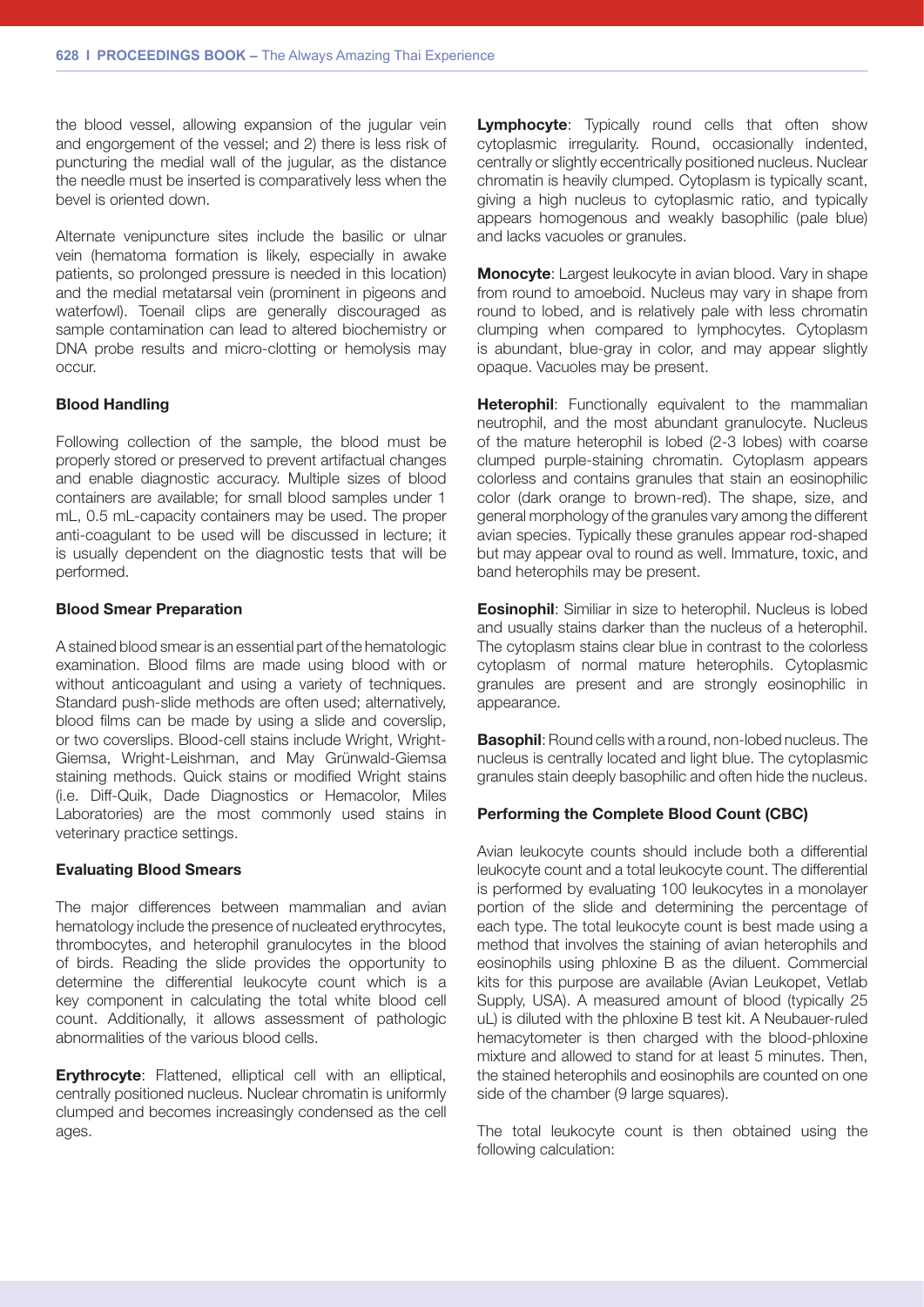the blood vessel, allowing expansion of the jugular vein and engorgement of the vessel; and 2) there is less risk of puncturing the medial wall of the jugular, as the distance the needle must be inserted is comparatively less when the bevel is oriented down.

Alternate venipuncture sites include the basilic or ulnar vein (hematoma formation is likely, especially in awake patients, so prolonged pressure is needed in this location) and the medial metatarsal vein (prominent in pigeons and waterfowl). Toenail clips are generally discouraged as sample contamination can lead to altered biochemistry or DNA probe results and micro-clotting or hemolysis may occur.

**Blood Handling**

Following collection of the sample, the blood must be properly stored or preserved to prevent artifactual changes and enable diagnostic accuracy. Multiple sizes of blood containers are available; for small blood samples under 1 mL, 0.5 mL-capacity containers may be used. The proper anti-coagulant to be used will be discussed in lecture; it is usually dependent on the diagnostic tests that will be performed.

**Blood Smear Preparation**

A stained blood smear is an essential part of the hematologic examination. Blood films are made using blood with or without anticoagulant and using a variety of techniques. Standard push-slide methods are often used; alternatively, blood films can be made by using a slide and coverslip, or two coverslips. Blood-cell stains include Wright, Wright-Giemsa, Wright-Leishman, and May Grünwald-Giemsa staining methods. Quick stains or modified Wright stains (i.e. Diff-Quik, Dade Diagnostics or Hemacolor, Miles Laboratories) are the most commonly used stains in veterinary practice settings.

**Evaluating Blood Smears**

The major differences between mammalian and avian hematology include the presence of nucleated erythrocytes, thrombocytes, and heterophil granulocytes in the blood of birds. Reading the slide provides the opportunity to determine the differential leukocyte count which is a key component in calculating the total white blood cell count. Additionally, it allows assessment of pathologic abnormalities of the various blood cells.

**Erythrocyte**: Flattened, elliptical cell with an elliptical, centrally positioned nucleus. Nuclear chromatin is uniformly clumped and becomes increasingly condensed as the cell ages.

**Lymphocyte**: Typically round cells that often show cytoplasmic irregularity. Round, occasionally indented, centrally or slightly eccentrically positioned nucleus. Nuclear chromatin is heavily clumped. Cytoplasm is typically scant, giving a high nucleus to cytoplasmic ratio, and typically appears homogenous and weakly basophilic (pale blue) and lacks vacuoles or granules.

**Monocyte**: Largest leukocyte in avian blood. Vary in shape from round to amoeboid. Nucleus may vary in shape from round to lobed, and is relatively pale with less chromatin clumping when compared to lymphocytes. Cytoplasm is abundant, blue-gray in color, and may appear slightly opaque. Vacuoles may be present.

**Heterophil**: Functionally equivalent to the mammalian neutrophil, and the most abundant granulocyte. Nucleus of the mature heterophil is lobed (2-3 lobes) with coarse clumped purple-staining chromatin. Cytoplasm appears colorless and contains granules that stain an eosinophilic color (dark orange to brown-red). The shape, size, and general morphology of the granules vary among the different avian species. Typically these granules appear rod-shaped but may appear oval to round as well. Immature, toxic, and band heterophils may be present.

**Eosinophil**: Similiar in size to heterophil. Nucleus is lobed and usually stains darker than the nucleus of a heterophil. The cytoplasm stains clear blue in contrast to the colorless cytoplasm of normal mature heterophils. Cytoplasmic granules are present and are strongly eosinophilic in appearance.

**Basophil**: Round cells with a round, non-lobed nucleus. The nucleus is centrally located and light blue. The cytoplasmic granules stain deeply basophilic and often hide the nucleus.

**Performing the Complete Blood Count (CBC)**

Avian leukocyte counts should include both a differential leukocyte count and a total leukocyte count. The differential is performed by evaluating 100 leukocytes in a monolayer portion of the slide and determining the percentage of each type. The total leukocyte count is best made using a method that involves the staining of avian heterophils and eosinophils using phloxine B as the diluent. Commercial kits for this purpose are available (Avian Leukopet, Vetlab Supply, USA). A measured amount of blood (typically 25 uL) is diluted with the phloxine B test kit. A Neubauer-ruled hemacytometer is then charged with the blood-phloxine mixture and allowed to stand for at least 5 minutes. Then, the stained heterophils and eosinophils are counted on one side of the chamber (9 large squares).

The total leukocyte count is then obtained using the following calculation: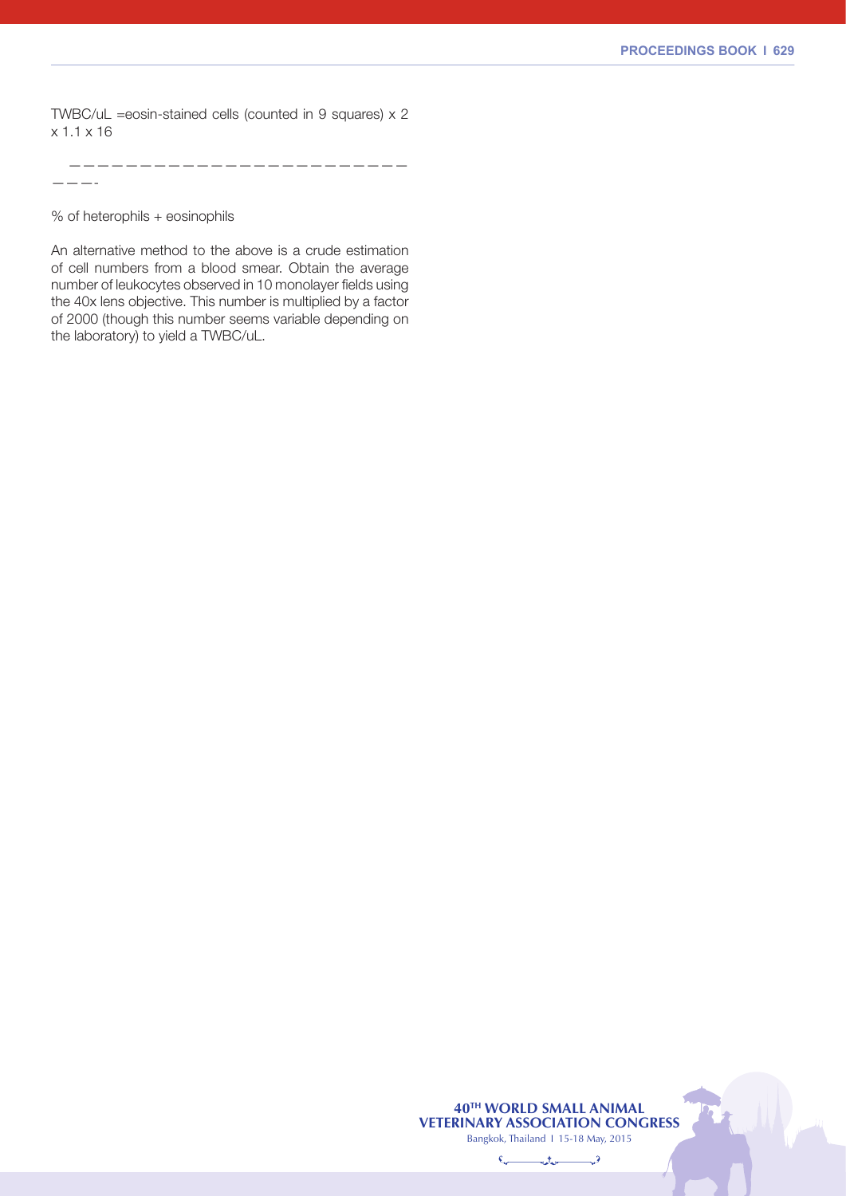$$TWBC/uL = \frac{\text{eosin-stained cells (counted in 9 squares)} \times 2 \times 1.1 \times 16}{\text{\% of heterophils + eosinophils}}$$

An alternative method to the above is a crude estimation of cell numbers from a blood smear. Obtain the average number of leukocytes observed in 10 monolayer fields using the 40x lens objective. This number is multiplied by a factor of 2000 (though this number seems variable depending on the laboratory) to yield a TWBC/uL.